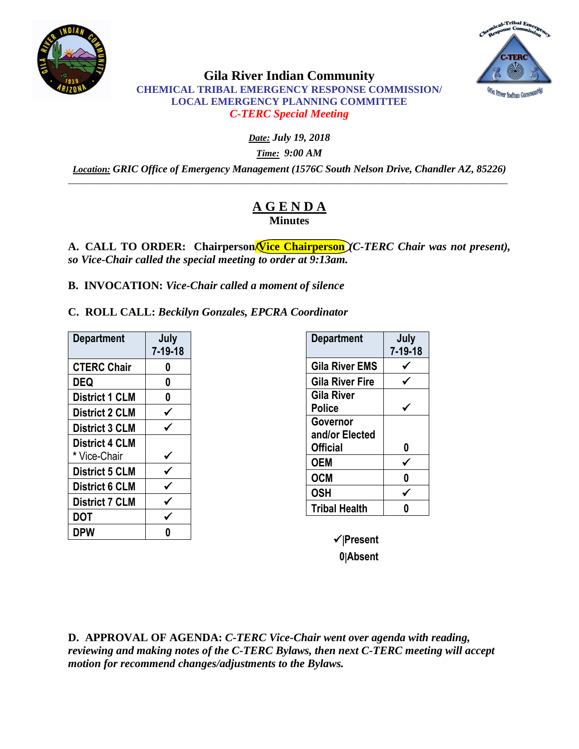# Gila River Indian Community

## CHEMICAL TRIBAL EMERGENCY RESPONSE COMMISSION/ LOCAL EMERGENCY PLANNING COMMITTEE

### *C-TERC Special Meeting*

***Date:*** *July 19, 2018*

***Time:*** *9:00 AM*

***Location:*** *GRIC Office of Emergency Management (1576C South Nelson Drive, Chandler AZ, 85226)*

---

## AGENDA

**Minutes**

**A. CALL TO ORDER: Chairperson/Vice Chairperson** *(C-TERC Chair was not present), so Vice-Chair called the special meeting to order at 9:13am.*

**B. INVOCATION:** *Vice-Chair called a moment of silence*

**C. ROLL CALL:** *Beckilyn Gonzales, EPCRA Coordinator*

| Department | July 7-19-18 |
|---|---|
| CTERC Chair | 0 |
| DEQ | 0 |
| District 1 CLM | 0 |
| District 2 CLM | ✓ |
| District 3 CLM | ✓ |
| District 4 CLM * Vice-Chair | ✓ |
| District 5 CLM | ✓ |
| District 6 CLM | ✓ |
| District 7 CLM | ✓ |
| DOT | ✓ |
| DPW | 0 |

| Department | July 7-19-18 |
|---|---|
| Gila River EMS | ✓ |
| Gila River Fire | ✓ |
| Gila River Police | ✓ |
| Governor and/or Elected Official | 0 |
| OEM | ✓ |
| OCM | 0 |
| OSH | ✓ |
| Tribal Health | 0 |

✓|Present
0|Absent

**D. APPROVAL OF AGENDA:** *C-TERC Vice-Chair went over agenda with reading, reviewing and making notes of the C-TERC Bylaws, then next C-TERC meeting will accept motion for recommend changes/adjustments to the Bylaws.*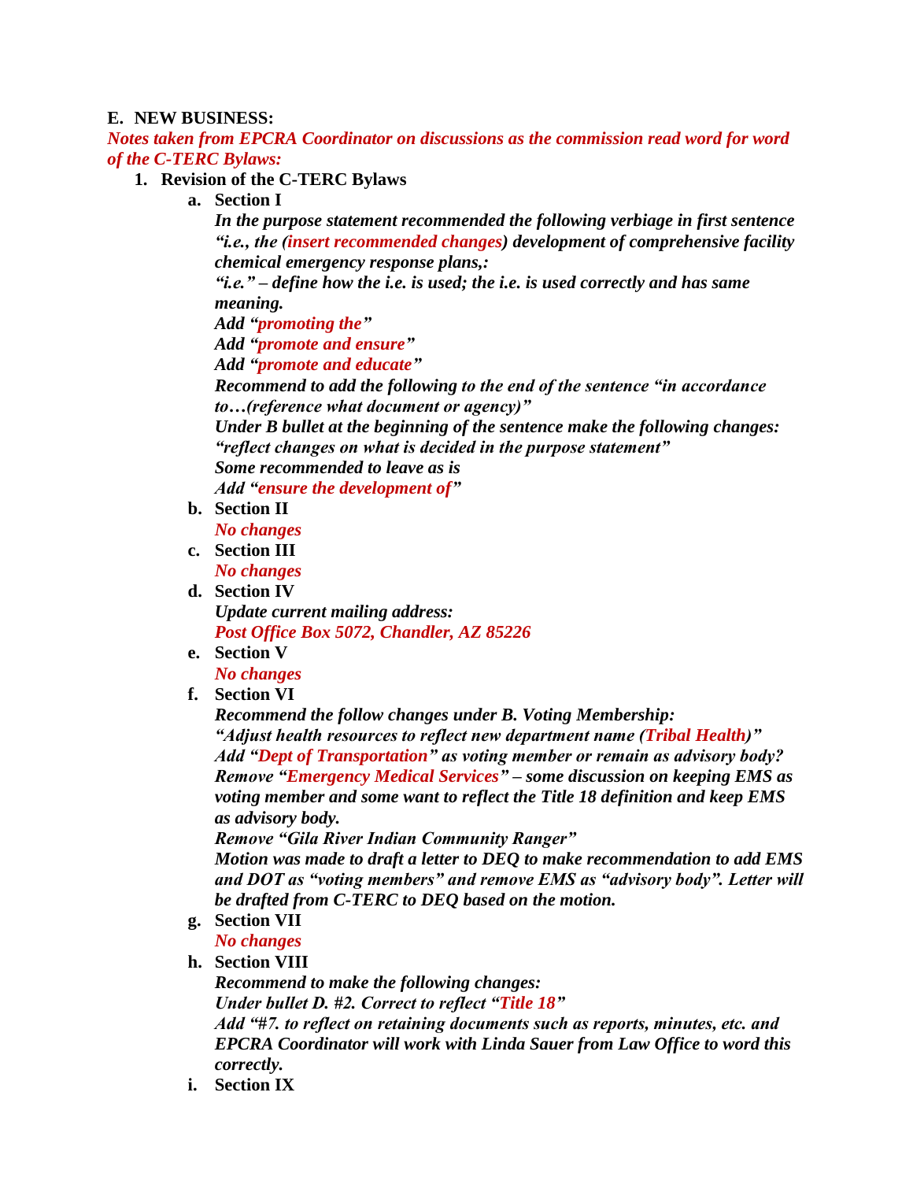**E. NEW BUSINESS:**

***Notes taken from EPCRA Coordinator on discussions as the commission read word for word of the C-TERC Bylaws:***

1. **Revision of the C-TERC Bylaws**
   a. **Section I**
      ***In the purpose statement recommended the following verbiage in first sentence "i.e., the (insert recommended changes) development of comprehensive facility chemical emergency response plans,:***
      ***"i.e." – define how the i.e. is used; the i.e. is used correctly and has same meaning.***
      ***Add "promoting the"***
      ***Add "promote and ensure"***
      ***Add "promote and educate"***
      ***Recommend to add the following to the end of the sentence "in accordance to…(reference what document or agency)"***
      ***Under B bullet at the beginning of the sentence make the following changes: "reflect changes on what is decided in the purpose statement"***
      ***Some recommended to leave as is***
      ***Add "ensure the development of"***
   b. **Section II**
      ***No changes***
   c. **Section III**
      ***No changes***
   d. **Section IV**
      ***Update current mailing address:***
      ***Post Office Box 5072, Chandler, AZ 85226***
   e. **Section V**
      ***No changes***
   f. **Section VI**
      ***Recommend the follow changes under B. Voting Membership:***
      ***"Adjust health resources to reflect new department name (Tribal Health)"***
      ***Add "Dept of Transportation" as voting member or remain as advisory body?***
      ***Remove "Emergency Medical Services" – some discussion on keeping EMS as voting member and some want to reflect the Title 18 definition and keep EMS as advisory body.***
      ***Remove "Gila River Indian Community Ranger"***
      ***Motion was made to draft a letter to DEQ to make recommendation to add EMS and DOT as "voting members" and remove EMS as "advisory body". Letter will be drafted from C-TERC to DEQ based on the motion.***
   g. **Section VII**
      ***No changes***
   h. **Section VIII**
      ***Recommend to make the following changes:***
      ***Under bullet D. #2. Correct to reflect "Title 18"***
      ***Add "#7. to reflect on retaining documents such as reports, minutes, etc. and EPCRA Coordinator will work with Linda Sauer from Law Office to word this correctly.***
   i. **Section IX**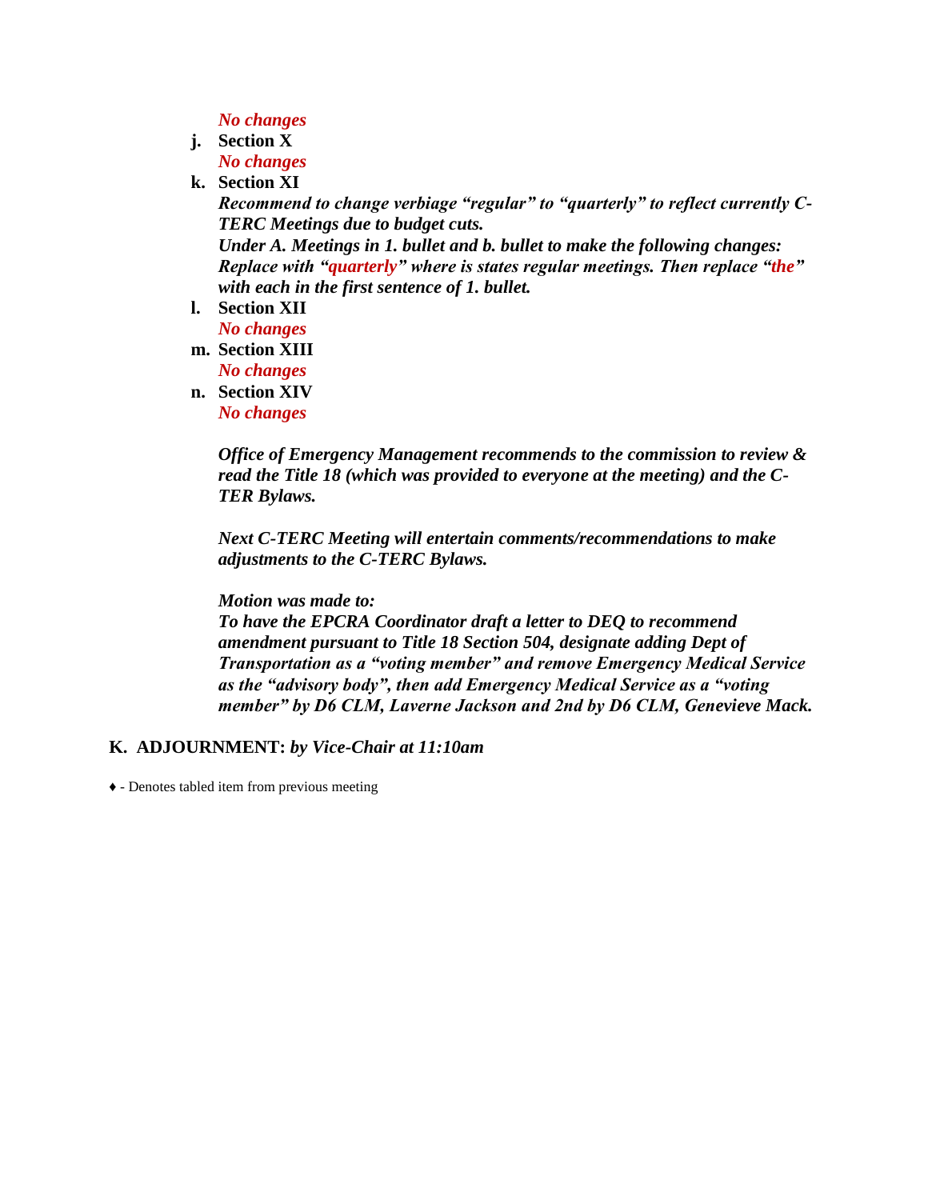*No changes*

j. **Section X**
   *No changes*
k. **Section XI**
   ***Recommend to change verbiage "regular" to "quarterly" to reflect currently C-TERC Meetings due to budget cuts.***
   ***Under A. Meetings in 1. bullet and b. bullet to make the following changes: Replace with "quarterly" where is states regular meetings. Then replace "the" with each in the first sentence of 1. bullet.***
l. **Section XII**
   *No changes*
m. **Section XIII**
   *No changes*
n. **Section XIV**
   *No changes*

***Office of Emergency Management recommends to the commission to review & read the Title 18 (which was provided to everyone at the meeting) and the C-TER Bylaws.***

***Next C-TERC Meeting will entertain comments/recommendations to make adjustments to the C-TERC Bylaws.***

***Motion was made to:***
***To have the EPCRA Coordinator draft a letter to DEQ to recommend amendment pursuant to Title 18 Section 504, designate adding Dept of Transportation as a "voting member" and remove Emergency Medical Service as the "advisory body", then add Emergency Medical Service as a "voting member" by D6 CLM, Laverne Jackson and 2nd by D6 CLM, Genevieve Mack.***

**K. ADJOURNMENT:** ***by Vice-Chair at 11:10am***

♦ - Denotes tabled item from previous meeting